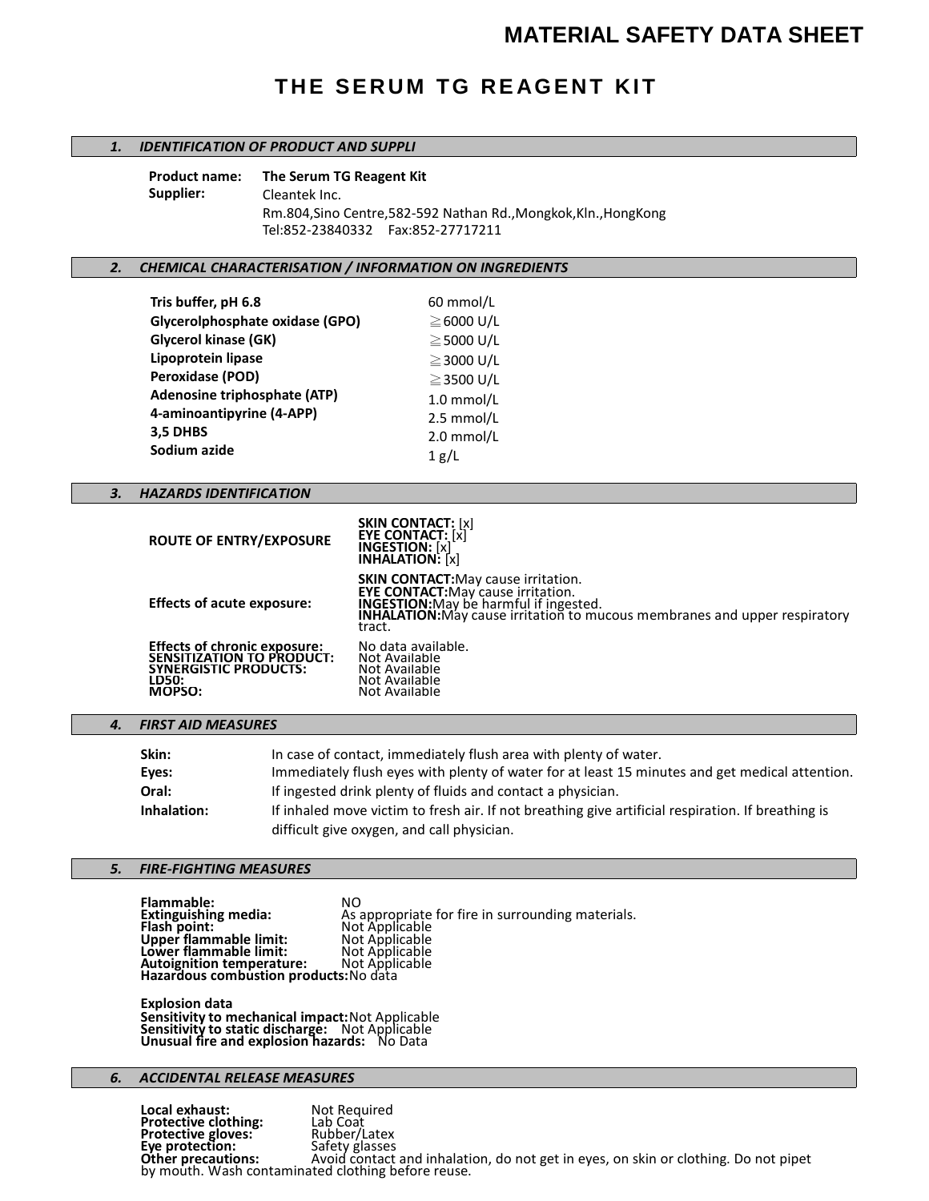# MATERIAL SAFETY DATA SHEET

## THE SERUM TG REAGENT KIT

### 1. IDENTIFICATION OF PRODUCT AND SUPPLI

**Product name:** **The Serum TG Reagent Kit**

**Supplier:** Cleantek Inc.
Rm.804,Sino Centre,582-592 Nathan Rd.,Mongkok,Kln.,HongKong
Tel:852-23840332 Fax:852-27717211

### 2. CHEMICAL CHARACTERISATION / INFORMATION ON INGREDIENTS

| | |
|---|---|
| **Tris buffer, pH 6.8** | 60 mmol/L |
| **Glycerolphosphate oxidase (GPO)** | ≧6000 U/L |
| **Glycerol kinase (GK)** | ≧5000 U/L |
| **Lipoprotein lipase** | ≧3000 U/L |
| **Peroxidase (POD)** | ≧3500 U/L |
| **Adenosine triphosphate (ATP)** | 1.0 mmol/L |
| **4-aminoantipyrine (4-APP)** | 2.5 mmol/L |
| **3,5 DHBS** | 2.0 mmol/L |
| **Sodium azide** | 1 g/L |

### 3. HAZARDS IDENTIFICATION

**ROUTE OF ENTRY/EXPOSURE**
**SKIN CONTACT:** [x]
**EYE CONTACT:** [x]
**INGESTION:** [x]
**INHALATION:** [x]

**Effects of acute exposure:**
**SKIN CONTACT:** May cause irritation.
**EYE CONTACT:** May cause irritation.
**INGESTION:** May be harmful if ingested.
**INHALATION:** May cause irritation to mucous membranes and upper respiratory tract.

**Effects of chronic exposure:** No data available.
**SENSITIZATION TO PRODUCT:** Not Available
**SYNERGISTIC PRODUCTS:** Not Available
**LD50:** Not Available
**MOPSO:** Not Available

### 4. FIRST AID MEASURES

**Skin:** In case of contact, immediately flush area with plenty of water.
**Eyes:** Immediately flush eyes with plenty of water for at least 15 minutes and get medical attention.
**Oral:** If ingested drink plenty of fluids and contact a physician.
**Inhalation:** If inhaled move victim to fresh air. If not breathing give artificial respiration. If breathing is difficult give oxygen, and call physician.

### 5. FIRE-FIGHTING MEASURES

**Flammable:** NO
**Extinguishing media:** As appropriate for fire in surrounding materials.
**Flash point:** Not Applicable
**Upper flammable limit:** Not Applicable
**Lower flammable limit:** Not Applicable
**Autoignition temperature:** Not Applicable
**Hazardous combustion products:** No data

**Explosion data**
**Sensitivity to mechanical impact:** Not Applicable
**Sensitivity to static discharge:** Not Applicable
**Unusual fire and explosion hazards:** No Data

### 6. ACCIDENTAL RELEASE MEASURES

**Local exhaust:** Not Required
**Protective clothing:** Lab Coat
**Protective gloves:** Rubber/Latex
**Eye protection:** Safety glasses
**Other precautions:** Avoid contact and inhalation, do not get in eyes, on skin or clothing. Do not pipet by mouth. Wash contaminated clothing before reuse.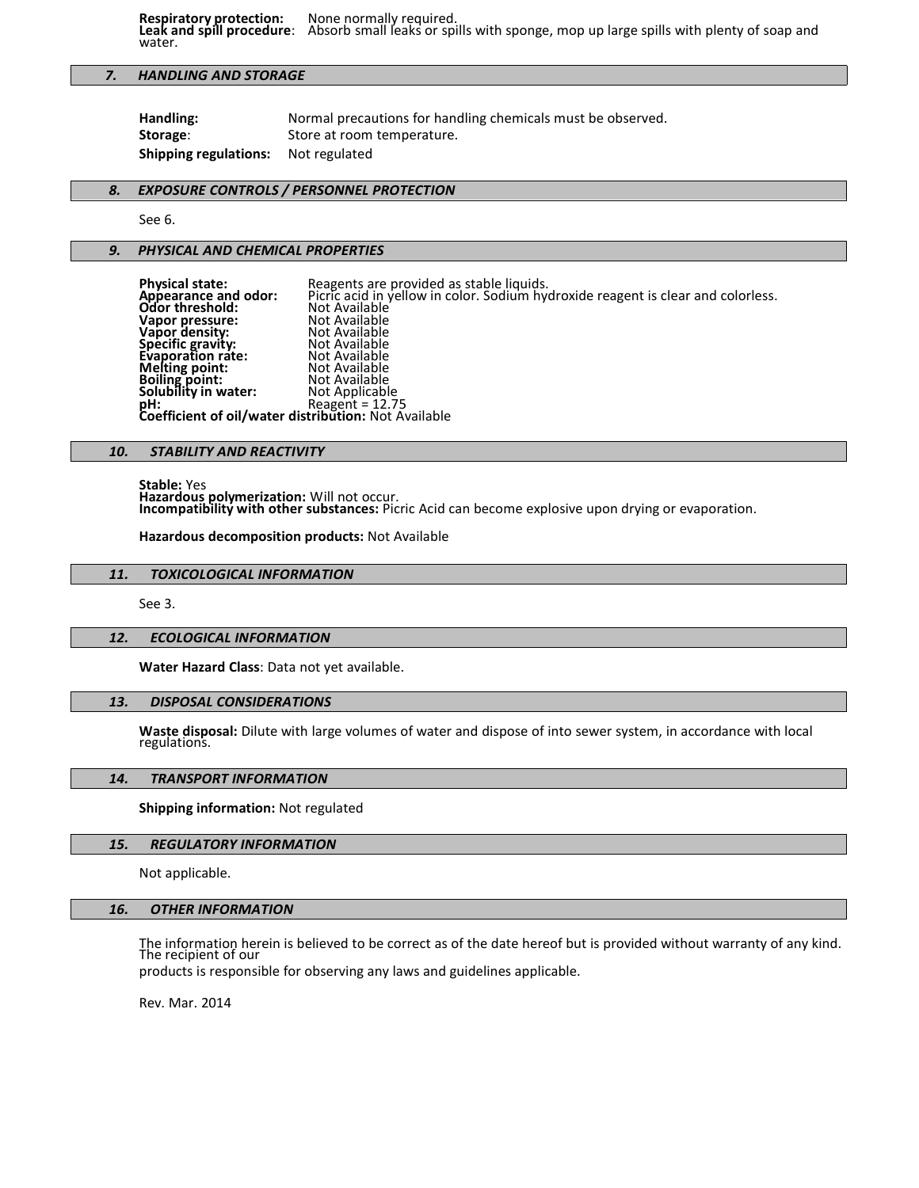**Respiratory protection:** None normally required.
**Leak and spill procedure**: Absorb small leaks or spills with sponge, mop up large spills with plenty of soap and water.

## 7. HANDLING AND STORAGE

**Handling:** Normal precautions for handling chemicals must be observed.
**Storage**: Store at room temperature.
**Shipping regulations:** Not regulated

## 8. EXPOSURE CONTROLS / PERSONNEL PROTECTION

See 6.

## 9. PHYSICAL AND CHEMICAL PROPERTIES

**Physical state:** Reagents are provided as stable liquids.
**Appearance and odor:** Picric acid in yellow in color. Sodium hydroxide reagent is clear and colorless.
**Odor threshold:** Not Available
**Vapor pressure:** Not Available
**Vapor density:** Not Available
**Specific gravity:** Not Available
**Evaporation rate:** Not Available
**Melting point:** Not Available
**Boiling point:** Not Available
**Solubility in water:** Not Applicable
**pH:** Reagent = 12.75
**Coefficient of oil/water distribution:** Not Available

## 10. STABILITY AND REACTIVITY

**Stable:** Yes
**Hazardous polymerization:** Will not occur.
**Incompatibility with other substances:** Picric Acid can become explosive upon drying or evaporation.

**Hazardous decomposition products:** Not Available

## 11. TOXICOLOGICAL INFORMATION

See 3.

## 12. ECOLOGICAL INFORMATION

**Water Hazard Class**: Data not yet available.

## 13. DISPOSAL CONSIDERATIONS

**Waste disposal:** Dilute with large volumes of water and dispose of into sewer system, in accordance with local regulations.

## 14. TRANSPORT INFORMATION

**Shipping information:** Not regulated

## 15. REGULATORY INFORMATION

Not applicable.

## 16. OTHER INFORMATION

The information herein is believed to be correct as of the date hereof but is provided without warranty of any kind. The recipient of our
products is responsible for observing any laws and guidelines applicable.

Rev. Mar. 2014